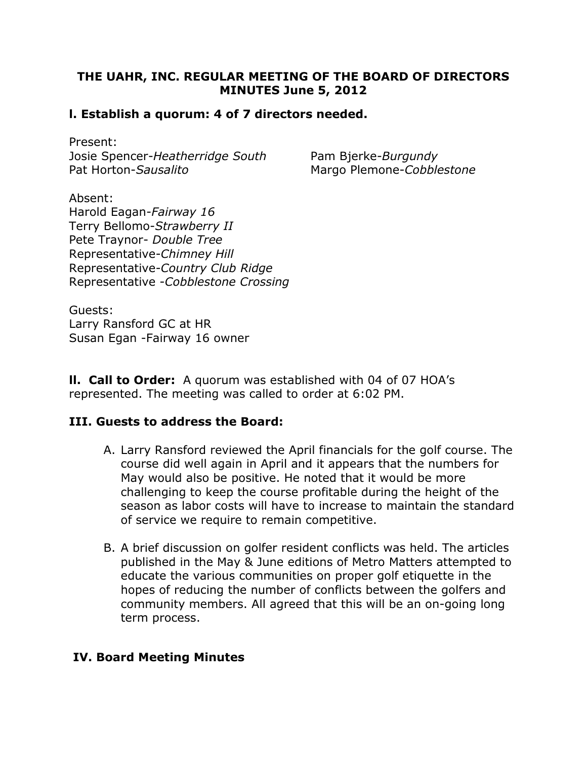**THE UAHR, INC. REGULAR MEETING OF THE BOARD OF DIRECTORS MINUTES June 5, 2012**

## I. Establish a quorum: 4 of 7 directors needed.

Present:
Josie Spencer-*Heatherridge South*
Pam Bjerke-*Burgundy*
Pat Horton-*Sausalito*
Margo Plemone-*Cobblestone*

Absent:
Harold Eagan-*Fairway 16*
Terry Bellomo-*Strawberry II*
Pete Traynor- *Double Tree*
Representative-*Chimney Hill*
Representative-*Country Club Ridge*
Representative -*Cobblestone Crossing*

Guests:
Larry Ransford GC at HR
Susan Egan -Fairway 16 owner

**II. Call to Order:** A quorum was established with 04 of 07 HOA's represented. The meeting was called to order at 6:02 PM.

## III. Guests to address the Board:

A. Larry Ransford reviewed the April financials for the golf course. The course did well again in April and it appears that the numbers for May would also be positive. He noted that it would be more challenging to keep the course profitable during the height of the season as labor costs will have to increase to maintain the standard of service we require to remain competitive.

B. A brief discussion on golfer resident conflicts was held. The articles published in the May & June editions of Metro Matters attempted to educate the various communities on proper golf etiquette in the hopes of reducing the number of conflicts between the golfers and community members. All agreed that this will be an on-going long term process.

## IV. Board Meeting Minutes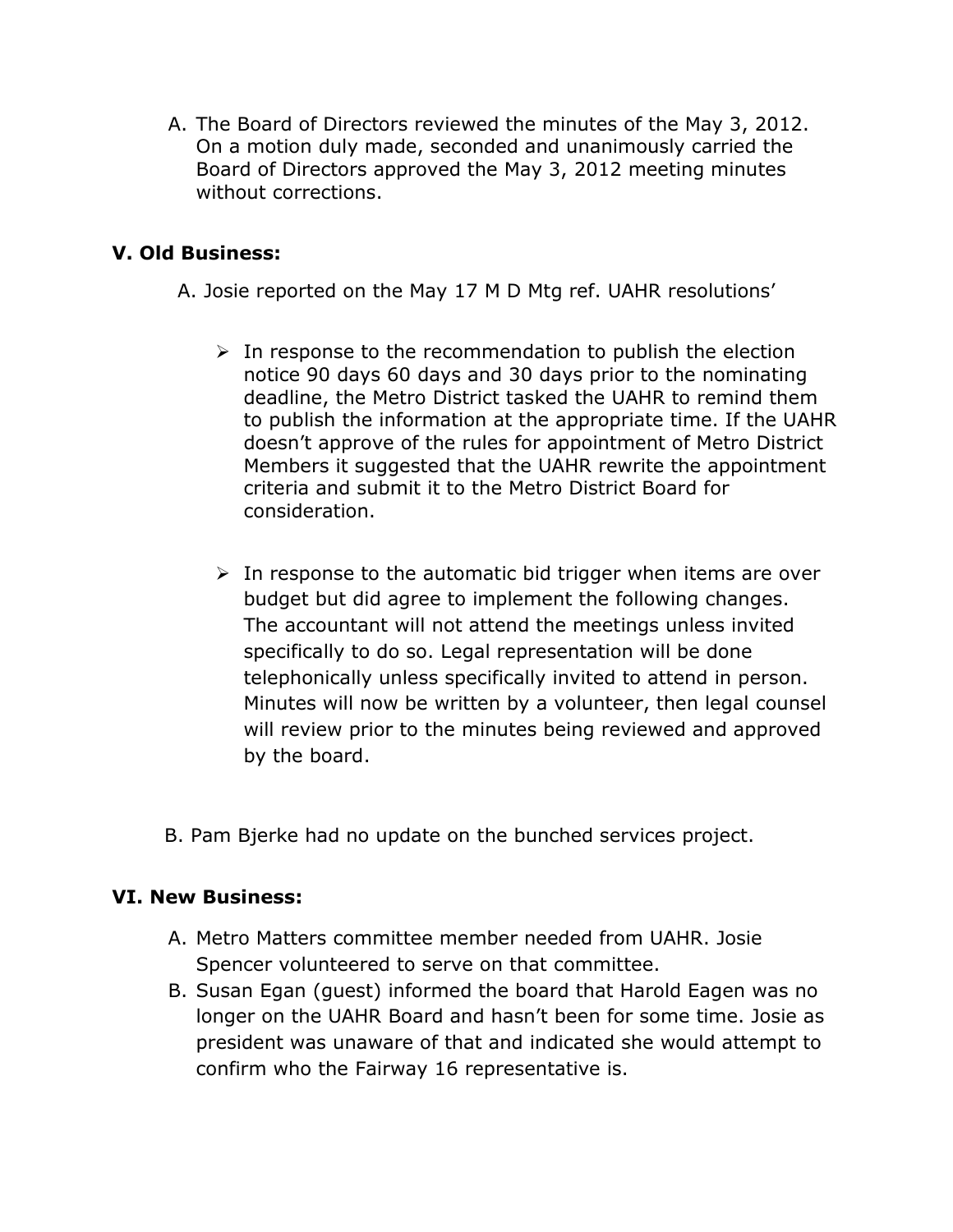A. The Board of Directors reviewed the minutes of the May 3, 2012. On a motion duly made, seconded and unanimously carried the Board of Directors approved the May 3, 2012 meeting minutes without corrections.

**V. Old Business:**

A. Josie reported on the May 17 M D Mtg ref. UAHR resolutions'

- In response to the recommendation to publish the election notice 90 days 60 days and 30 days prior to the nominating deadline, the Metro District tasked the UAHR to remind them to publish the information at the appropriate time. If the UAHR doesn't approve of the rules for appointment of Metro District Members it suggested that the UAHR rewrite the appointment criteria and submit it to the Metro District Board for consideration.

- In response to the automatic bid trigger when items are over budget but did agree to implement the following changes. The accountant will not attend the meetings unless invited specifically to do so. Legal representation will be done telephonically unless specifically invited to attend in person. Minutes will now be written by a volunteer, then legal counsel will review prior to the minutes being reviewed and approved by the board.

B. Pam Bjerke had no update on the bunched services project.

**VI. New Business:**

A. Metro Matters committee member needed from UAHR. Josie Spencer volunteered to serve on that committee.
B. Susan Egan (guest) informed the board that Harold Eagen was no longer on the UAHR Board and hasn't been for some time. Josie as president was unaware of that and indicated she would attempt to confirm who the Fairway 16 representative is.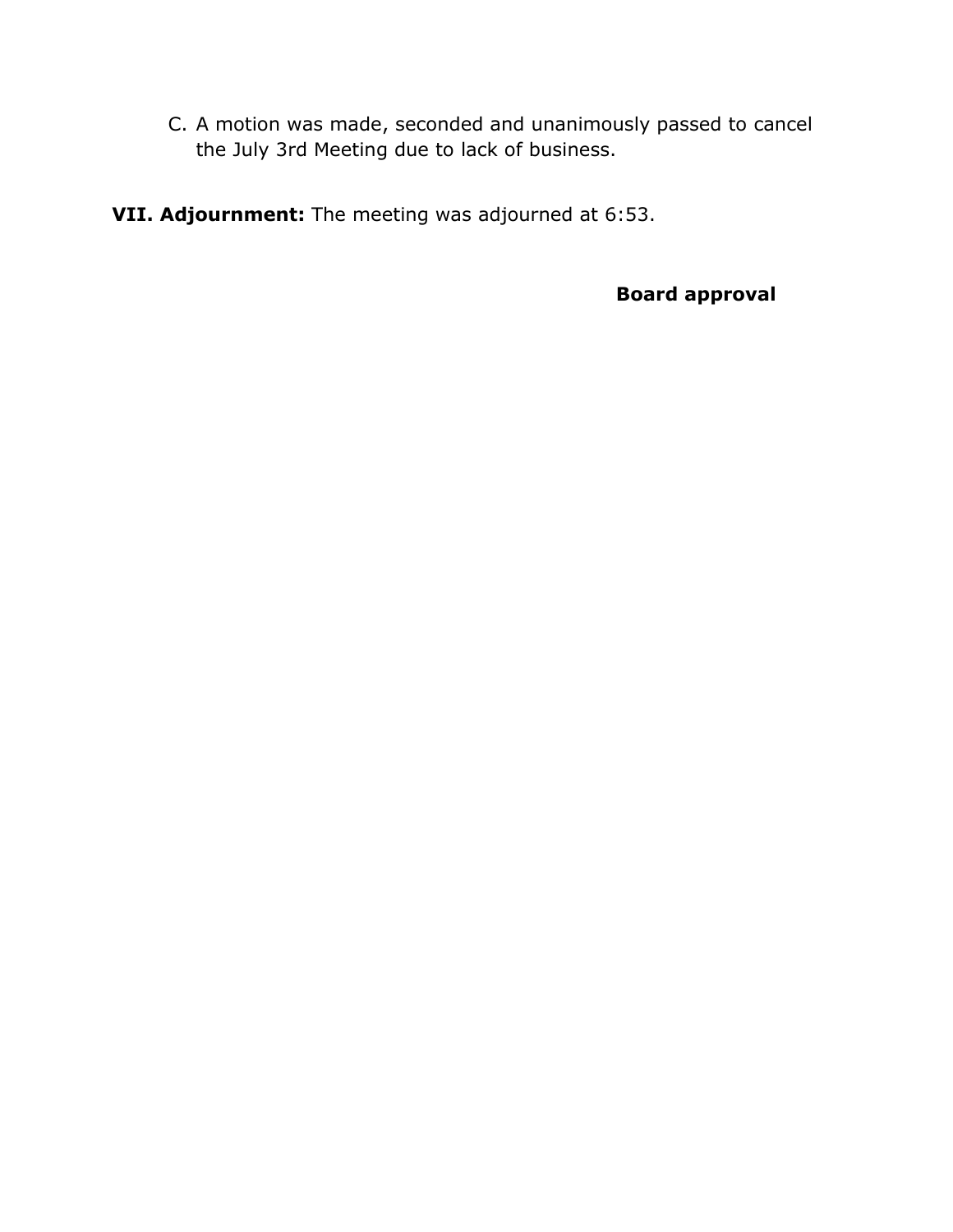C. A motion was made, seconded and unanimously passed to cancel the July 3rd Meeting due to lack of business.

**VII. Adjournment:** The meeting was adjourned at 6:53.

**Board approval**